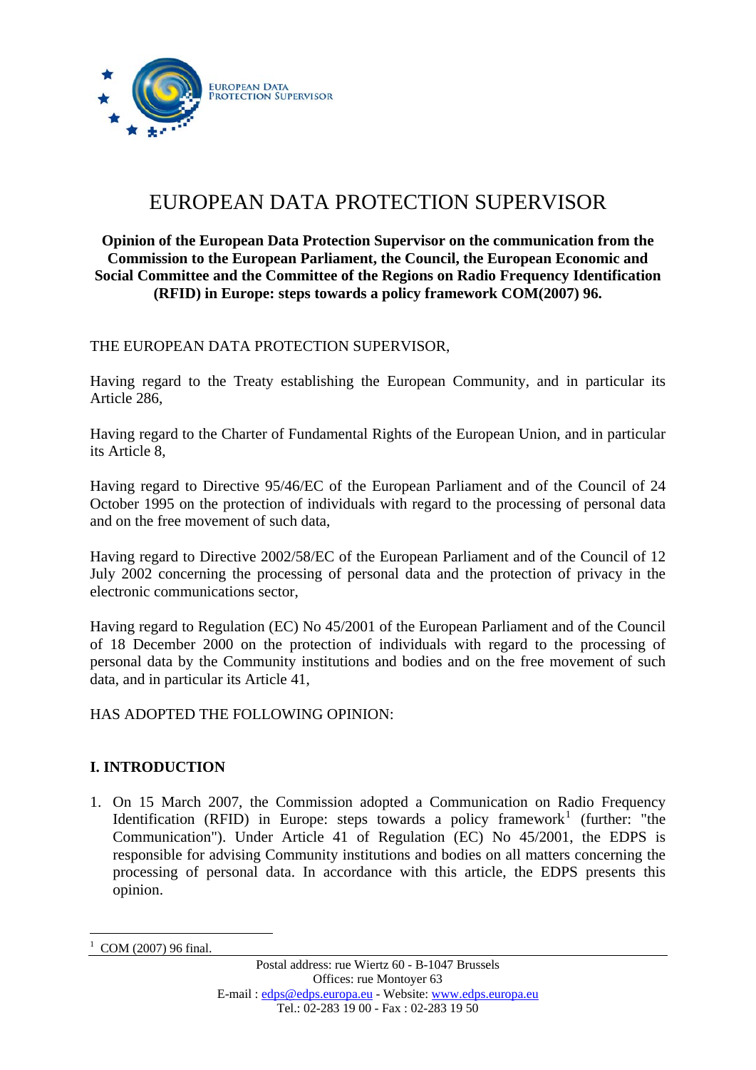# EUROPEAN DATA PROTECTION SUPERVISOR

**Opinion of the European Data Protection Supervisor on the communication from the Commission to the European Parliament, the Council, the European Economic and Social Committee and the Committee of the Regions on Radio Frequency Identification (RFID) in Europe: steps towards a policy framework COM(2007) 96.**

THE EUROPEAN DATA PROTECTION SUPERVISOR,

Having regard to the Treaty establishing the European Community, and in particular its Article 286,

Having regard to the Charter of Fundamental Rights of the European Union, and in particular its Article 8,

Having regard to Directive 95/46/EC of the European Parliament and of the Council of 24 October 1995 on the protection of individuals with regard to the processing of personal data and on the free movement of such data,

Having regard to Directive 2002/58/EC of the European Parliament and of the Council of 12 July 2002 concerning the processing of personal data and the protection of privacy in the electronic communications sector,

Having regard to Regulation (EC) No 45/2001 of the European Parliament and of the Council of 18 December 2000 on the protection of individuals with regard to the processing of personal data by the Community institutions and bodies and on the free movement of such data, and in particular its Article 41,

HAS ADOPTED THE FOLLOWING OPINION:

## I. INTRODUCTION

1. On 15 March 2007, the Commission adopted a Communication on Radio Frequency Identification (RFID) in Europe: steps towards a policy framework[1] (further: "the Communication"). Under Article 41 of Regulation (EC) No 45/2001, the EDPS is responsible for advising Community institutions and bodies on all matters concerning the processing of personal data. In accordance with this article, the EDPS presents this opinion.

[1] COM (2007) 96 final.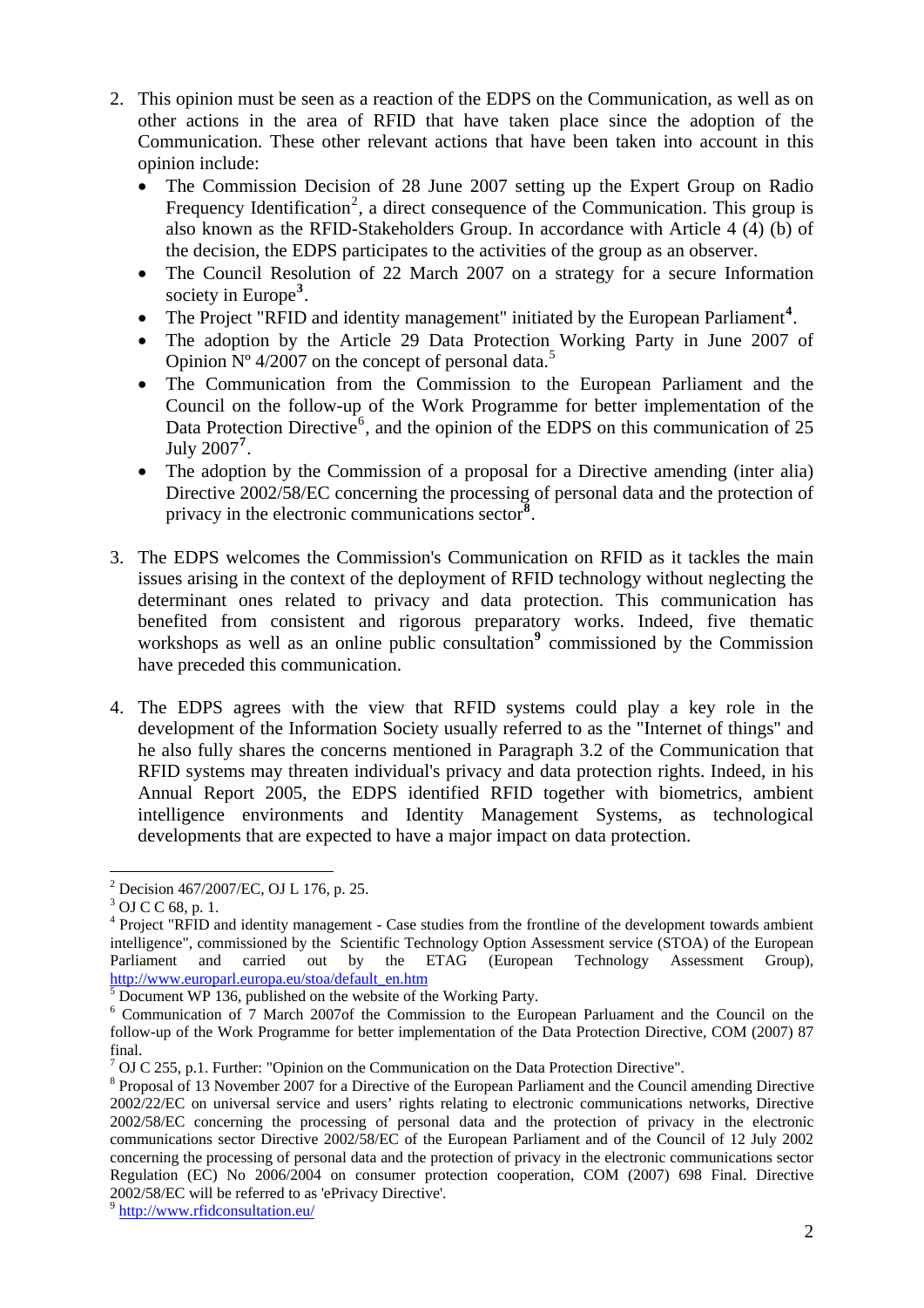2. This opinion must be seen as a reaction of the EDPS on the Communication, as well as on other actions in the area of RFID that have taken place since the adoption of the Communication. These other relevant actions that have been taken into account in this opinion include:
   - The Commission Decision of 28 June 2007 setting up the Expert Group on Radio Frequency Identification[2], a direct consequence of the Communication. This group is also known as the RFID-Stakeholders Group. In accordance with Article 4 (4) (b) of the decision, the EDPS participates to the activities of the group as an observer.
   - The Council Resolution of 22 March 2007 on a strategy for a secure Information society in Europe[3].
   - The Project "RFID and identity management" initiated by the European Parliament[4].
   - The adoption by the Article 29 Data Protection Working Party in June 2007 of Opinion Nº 4/2007 on the concept of personal data.[5]
   - The Communication from the Commission to the European Parliament and the Council on the follow-up of the Work Programme for better implementation of the Data Protection Directive[6], and the opinion of the EDPS on this communication of 25 July 2007[7].
   - The adoption by the Commission of a proposal for a Directive amending (inter alia) Directive 2002/58/EC concerning the processing of personal data and the protection of privacy in the electronic communications sector[8].

3. The EDPS welcomes the Commission's Communication on RFID as it tackles the main issues arising in the context of the deployment of RFID technology without neglecting the determinant ones related to privacy and data protection. This communication has benefited from consistent and rigorous preparatory works. Indeed, five thematic workshops as well as an online public consultation[9] commissioned by the Commission have preceded this communication.

4. The EDPS agrees with the view that RFID systems could play a key role in the development of the Information Society usually referred to as the "Internet of things" and he also fully shares the concerns mentioned in Paragraph 3.2 of the Communication that RFID systems may threaten individual's privacy and data protection rights. Indeed, in his Annual Report 2005, the EDPS identified RFID together with biometrics, ambient intelligence environments and Identity Management Systems, as technological developments that are expected to have a major impact on data protection.

---

[2] Decision 467/2007/EC, OJ L 176, p. 25.

[3] OJ C C 68, p. 1.

[4] Project "RFID and identity management - Case studies from the frontline of the development towards ambient intelligence", commissioned by the Scientific Technology Option Assessment service (STOA) of the European Parliament and carried out by the ETAG (European Technology Assessment Group), http://www.europarl.europa.eu/stoa/default_en.htm

[5] Document WP 136, published on the website of the Working Party.

[6] Communication of 7 March 2007of the Commission to the European Parluament and the Council on the follow-up of the Work Programme for better implementation of the Data Protection Directive, COM (2007) 87 final.

[7] OJ C 255, p.1. Further: "Opinion on the Communication on the Data Protection Directive".

[8] Proposal of 13 November 2007 for a Directive of the European Parliament and the Council amending Directive 2002/22/EC on universal service and users' rights relating to electronic communications networks, Directive 2002/58/EC concerning the processing of personal data and the protection of privacy in the electronic communications sector Directive 2002/58/EC of the European Parliament and of the Council of 12 July 2002 concerning the processing of personal data and the protection of privacy in the electronic communications sector Regulation (EC) No 2006/2004 on consumer protection cooperation, COM (2007) 698 Final. Directive 2002/58/EC will be referred to as 'ePrivacy Directive'.

[9] http://www.rfidconsultation.eu/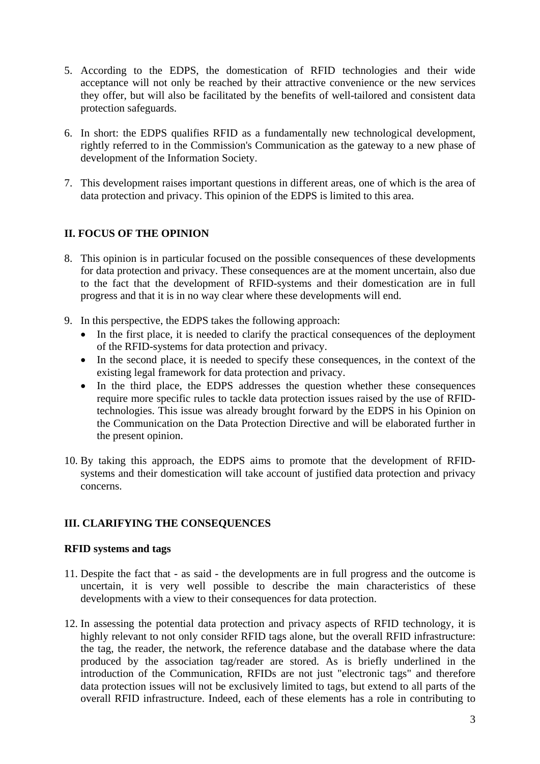5. According to the EDPS, the domestication of RFID technologies and their wide acceptance will not only be reached by their attractive convenience or the new services they offer, but will also be facilitated by the benefits of well-tailored and consistent data protection safeguards.

6. In short: the EDPS qualifies RFID as a fundamentally new technological development, rightly referred to in the Commission's Communication as the gateway to a new phase of development of the Information Society.

7. This development raises important questions in different areas, one of which is the area of data protection and privacy. This opinion of the EDPS is limited to this area.

## II. FOCUS OF THE OPINION

8. This opinion is in particular focused on the possible consequences of these developments for data protection and privacy. These consequences are at the moment uncertain, also due to the fact that the development of RFID-systems and their domestication are in full progress and that it is in no way clear where these developments will end.

9. In this perspective, the EDPS takes the following approach:
   - In the first place, it is needed to clarify the practical consequences of the deployment of the RFID-systems for data protection and privacy.
   - In the second place, it is needed to specify these consequences, in the context of the existing legal framework for data protection and privacy.
   - In the third place, the EDPS addresses the question whether these consequences require more specific rules to tackle data protection issues raised by the use of RFID-technologies. This issue was already brought forward by the EDPS in his Opinion on the Communication on the Data Protection Directive and will be elaborated further in the present opinion.

10. By taking this approach, the EDPS aims to promote that the development of RFID-systems and their domestication will take account of justified data protection and privacy concerns.

## III. CLARIFYING THE CONSEQUENCES

### RFID systems and tags

11. Despite the fact that - as said - the developments are in full progress and the outcome is uncertain, it is very well possible to describe the main characteristics of these developments with a view to their consequences for data protection.

12. In assessing the potential data protection and privacy aspects of RFID technology, it is highly relevant to not only consider RFID tags alone, but the overall RFID infrastructure: the tag, the reader, the network, the reference database and the database where the data produced by the association tag/reader are stored. As is briefly underlined in the introduction of the Communication, RFIDs are not just "electronic tags" and therefore data protection issues will not be exclusively limited to tags, but extend to all parts of the overall RFID infrastructure. Indeed, each of these elements has a role in contributing to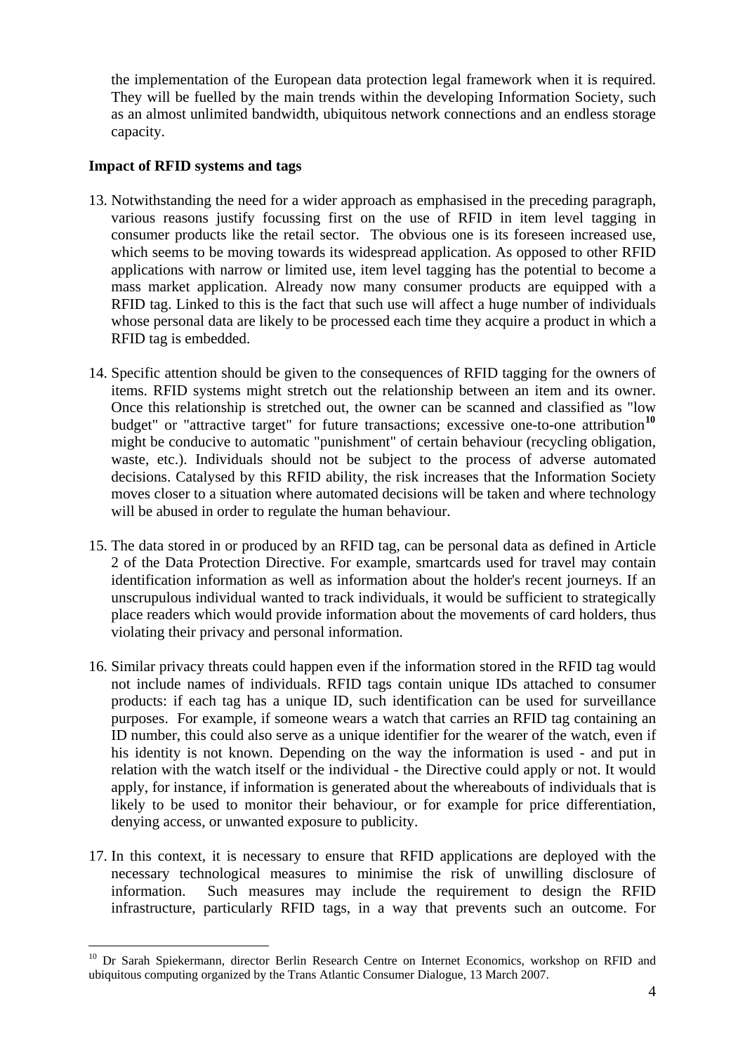the implementation of the European data protection legal framework when it is required. They will be fuelled by the main trends within the developing Information Society, such as an almost unlimited bandwidth, ubiquitous network connections and an endless storage capacity.

**Impact of RFID systems and tags**

13. Notwithstanding the need for a wider approach as emphasised in the preceding paragraph, various reasons justify focussing first on the use of RFID in item level tagging in consumer products like the retail sector. The obvious one is its foreseen increased use, which seems to be moving towards its widespread application. As opposed to other RFID applications with narrow or limited use, item level tagging has the potential to become a mass market application. Already now many consumer products are equipped with a RFID tag. Linked to this is the fact that such use will affect a huge number of individuals whose personal data are likely to be processed each time they acquire a product in which a RFID tag is embedded.

14. Specific attention should be given to the consequences of RFID tagging for the owners of items. RFID systems might stretch out the relationship between an item and its owner. Once this relationship is stretched out, the owner can be scanned and classified as "low budget" or "attractive target" for future transactions; excessive one-to-one attribution[10] might be conducive to automatic "punishment" of certain behaviour (recycling obligation, waste, etc.). Individuals should not be subject to the process of adverse automated decisions. Catalysed by this RFID ability, the risk increases that the Information Society moves closer to a situation where automated decisions will be taken and where technology will be abused in order to regulate the human behaviour.

15. The data stored in or produced by an RFID tag, can be personal data as defined in Article 2 of the Data Protection Directive. For example, smartcards used for travel may contain identification information as well as information about the holder's recent journeys. If an unscrupulous individual wanted to track individuals, it would be sufficient to strategically place readers which would provide information about the movements of card holders, thus violating their privacy and personal information.

16. Similar privacy threats could happen even if the information stored in the RFID tag would not include names of individuals. RFID tags contain unique IDs attached to consumer products: if each tag has a unique ID, such identification can be used for surveillance purposes. For example, if someone wears a watch that carries an RFID tag containing an ID number, this could also serve as a unique identifier for the wearer of the watch, even if his identity is not known. Depending on the way the information is used - and put in relation with the watch itself or the individual - the Directive could apply or not. It would apply, for instance, if information is generated about the whereabouts of individuals that is likely to be used to monitor their behaviour, or for example for price differentiation, denying access, or unwanted exposure to publicity.

17. In this context, it is necessary to ensure that RFID applications are deployed with the necessary technological measures to minimise the risk of unwilling disclosure of information. Such measures may include the requirement to design the RFID infrastructure, particularly RFID tags, in a way that prevents such an outcome. For

[10] Dr Sarah Spiekermann, director Berlin Research Centre on Internet Economics, workshop on RFID and ubiquitous computing organized by the Trans Atlantic Consumer Dialogue, 13 March 2007.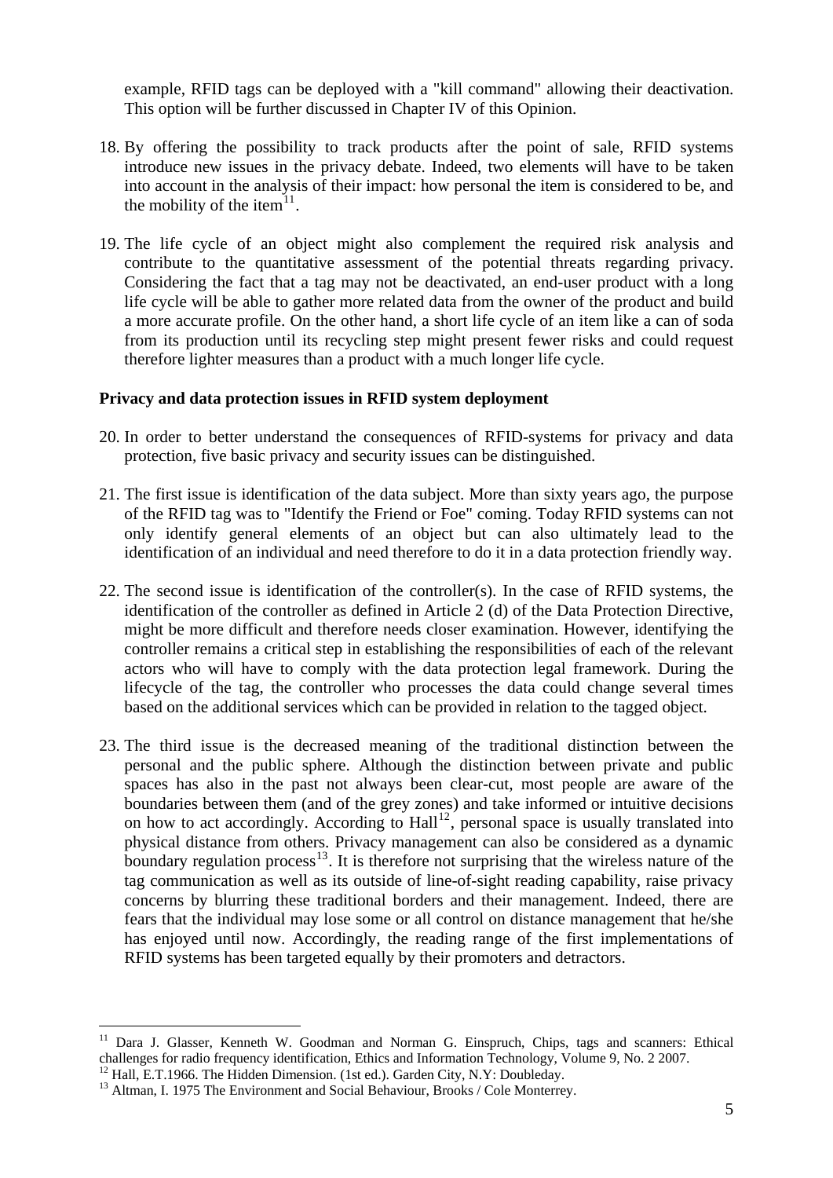example, RFID tags can be deployed with a "kill command" allowing their deactivation. This option will be further discussed in Chapter IV of this Opinion.

18. By offering the possibility to track products after the point of sale, RFID systems introduce new issues in the privacy debate. Indeed, two elements will have to be taken into account in the analysis of their impact: how personal the item is considered to be, and the mobility of the item[11].

19. The life cycle of an object might also complement the required risk analysis and contribute to the quantitative assessment of the potential threats regarding privacy. Considering the fact that a tag may not be deactivated, an end-user product with a long life cycle will be able to gather more related data from the owner of the product and build a more accurate profile. On the other hand, a short life cycle of an item like a can of soda from its production until its recycling step might present fewer risks and could request therefore lighter measures than a product with a much longer life cycle.

**Privacy and data protection issues in RFID system deployment**

20. In order to better understand the consequences of RFID-systems for privacy and data protection, five basic privacy and security issues can be distinguished.

21. The first issue is identification of the data subject. More than sixty years ago, the purpose of the RFID tag was to "Identify the Friend or Foe" coming. Today RFID systems can not only identify general elements of an object but can also ultimately lead to the identification of an individual and need therefore to do it in a data protection friendly way.

22. The second issue is identification of the controller(s). In the case of RFID systems, the identification of the controller as defined in Article 2 (d) of the Data Protection Directive, might be more difficult and therefore needs closer examination. However, identifying the controller remains a critical step in establishing the responsibilities of each of the relevant actors who will have to comply with the data protection legal framework. During the lifecycle of the tag, the controller who processes the data could change several times based on the additional services which can be provided in relation to the tagged object.

23. The third issue is the decreased meaning of the traditional distinction between the personal and the public sphere. Although the distinction between private and public spaces has also in the past not always been clear-cut, most people are aware of the boundaries between them (and of the grey zones) and take informed or intuitive decisions on how to act accordingly. According to Hall[12], personal space is usually translated into physical distance from others. Privacy management can also be considered as a dynamic boundary regulation process[13]. It is therefore not surprising that the wireless nature of the tag communication as well as its outside of line-of-sight reading capability, raise privacy concerns by blurring these traditional borders and their management. Indeed, there are fears that the individual may lose some or all control on distance management that he/she has enjoyed until now. Accordingly, the reading range of the first implementations of RFID systems has been targeted equally by their promoters and detractors.

---

[11] Dara J. Glasser, Kenneth W. Goodman and Norman G. Einspruch, Chips, tags and scanners: Ethical challenges for radio frequency identification, Ethics and Information Technology, Volume 9, No. 2 2007.

[12] Hall, E.T.1966. The Hidden Dimension. (1st ed.). Garden City, N.Y: Doubleday.

[13] Altman, I. 1975 The Environment and Social Behaviour, Brooks / Cole Monterrey.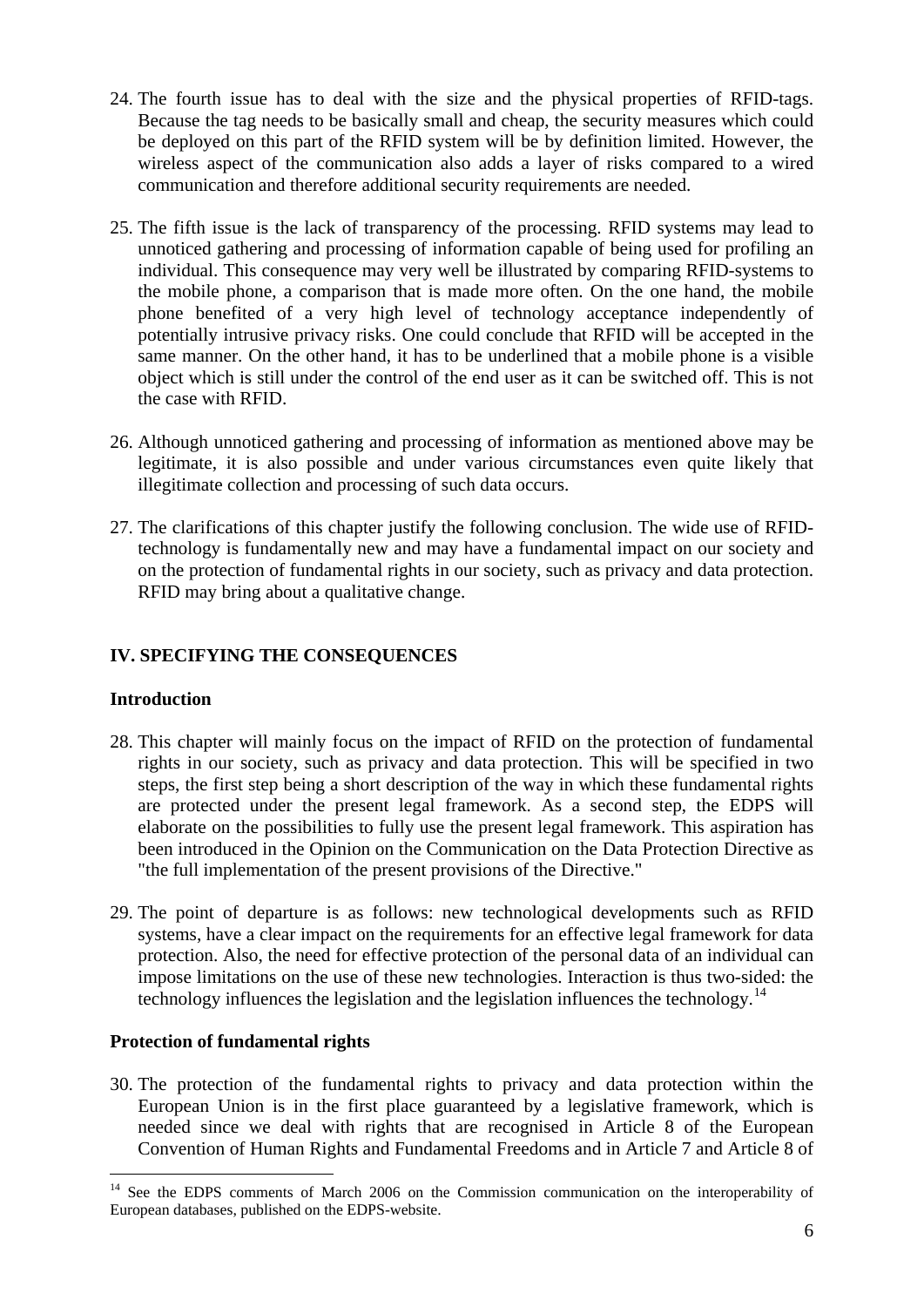24. The fourth issue has to deal with the size and the physical properties of RFID-tags. Because the tag needs to be basically small and cheap, the security measures which could be deployed on this part of the RFID system will be by definition limited. However, the wireless aspect of the communication also adds a layer of risks compared to a wired communication and therefore additional security requirements are needed.

25. The fifth issue is the lack of transparency of the processing. RFID systems may lead to unnoticed gathering and processing of information capable of being used for profiling an individual. This consequence may very well be illustrated by comparing RFID-systems to the mobile phone, a comparison that is made more often. On the one hand, the mobile phone benefited of a very high level of technology acceptance independently of potentially intrusive privacy risks. One could conclude that RFID will be accepted in the same manner. On the other hand, it has to be underlined that a mobile phone is a visible object which is still under the control of the end user as it can be switched off. This is not the case with RFID.

26. Although unnoticed gathering and processing of information as mentioned above may be legitimate, it is also possible and under various circumstances even quite likely that illegitimate collection and processing of such data occurs.

27. The clarifications of this chapter justify the following conclusion. The wide use of RFID-technology is fundamentally new and may have a fundamental impact on our society and on the protection of fundamental rights in our society, such as privacy and data protection. RFID may bring about a qualitative change.

## IV. SPECIFYING THE CONSEQUENCES

### Introduction

28. This chapter will mainly focus on the impact of RFID on the protection of fundamental rights in our society, such as privacy and data protection. This will be specified in two steps, the first step being a short description of the way in which these fundamental rights are protected under the present legal framework. As a second step, the EDPS will elaborate on the possibilities to fully use the present legal framework. This aspiration has been introduced in the Opinion on the Communication on the Data Protection Directive as "the full implementation of the present provisions of the Directive."

29. The point of departure is as follows: new technological developments such as RFID systems, have a clear impact on the requirements for an effective legal framework for data protection. Also, the need for effective protection of the personal data of an individual can impose limitations on the use of these new technologies. Interaction is thus two-sided: the technology influences the legislation and the legislation influences the technology.[14]

### Protection of fundamental rights

30. The protection of the fundamental rights to privacy and data protection within the European Union is in the first place guaranteed by a legislative framework, which is needed since we deal with rights that are recognised in Article 8 of the European Convention of Human Rights and Fundamental Freedoms and in Article 7 and Article 8 of

[14] See the EDPS comments of March 2006 on the Commission communication on the interoperability of European databases, published on the EDPS-website.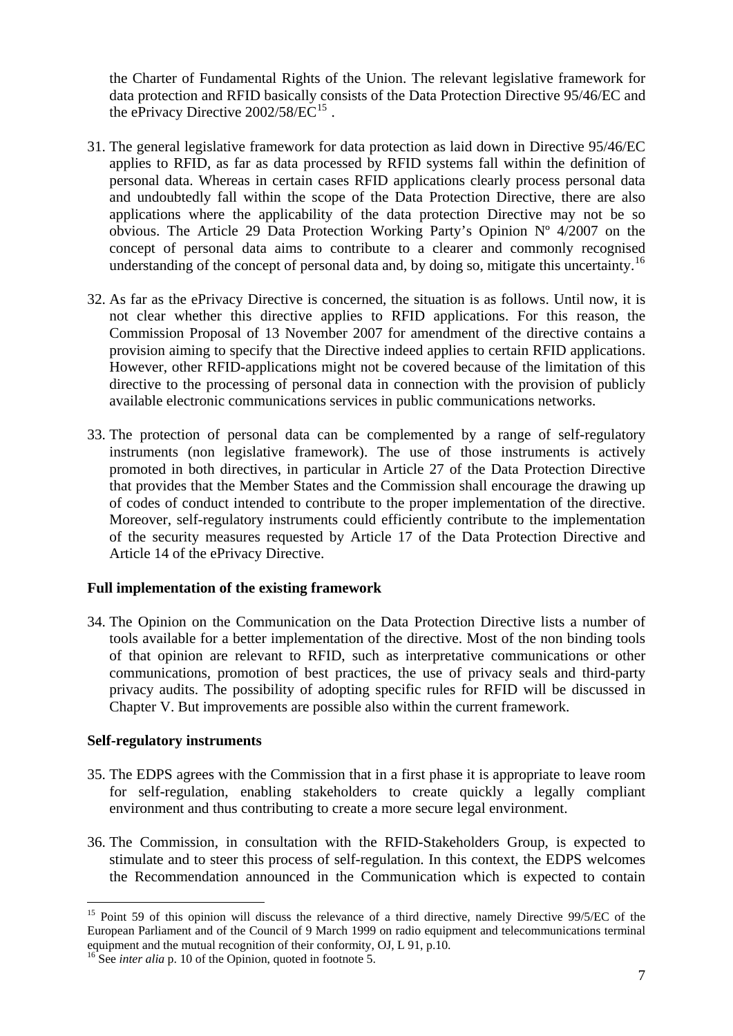the Charter of Fundamental Rights of the Union. The relevant legislative framework for data protection and RFID basically consists of the Data Protection Directive 95/46/EC and the ePrivacy Directive 2002/58/EC[15] .

31. The general legislative framework for data protection as laid down in Directive 95/46/EC applies to RFID, as far as data processed by RFID systems fall within the definition of personal data. Whereas in certain cases RFID applications clearly process personal data and undoubtedly fall within the scope of the Data Protection Directive, there are also applications where the applicability of the data protection Directive may not be so obvious. The Article 29 Data Protection Working Party's Opinion Nº 4/2007 on the concept of personal data aims to contribute to a clearer and commonly recognised understanding of the concept of personal data and, by doing so, mitigate this uncertainty.[16]

32. As far as the ePrivacy Directive is concerned, the situation is as follows. Until now, it is not clear whether this directive applies to RFID applications. For this reason, the Commission Proposal of 13 November 2007 for amendment of the directive contains a provision aiming to specify that the Directive indeed applies to certain RFID applications. However, other RFID-applications might not be covered because of the limitation of this directive to the processing of personal data in connection with the provision of publicly available electronic communications services in public communications networks.

33. The protection of personal data can be complemented by a range of self-regulatory instruments (non legislative framework). The use of those instruments is actively promoted in both directives, in particular in Article 27 of the Data Protection Directive that provides that the Member States and the Commission shall encourage the drawing up of codes of conduct intended to contribute to the proper implementation of the directive. Moreover, self-regulatory instruments could efficiently contribute to the implementation of the security measures requested by Article 17 of the Data Protection Directive and Article 14 of the ePrivacy Directive.

**Full implementation of the existing framework**

34. The Opinion on the Communication on the Data Protection Directive lists a number of tools available for a better implementation of the directive. Most of the non binding tools of that opinion are relevant to RFID, such as interpretative communications or other communications, promotion of best practices, the use of privacy seals and third-party privacy audits. The possibility of adopting specific rules for RFID will be discussed in Chapter V. But improvements are possible also within the current framework.

**Self-regulatory instruments**

35. The EDPS agrees with the Commission that in a first phase it is appropriate to leave room for self-regulation, enabling stakeholders to create quickly a legally compliant environment and thus contributing to create a more secure legal environment.

36. The Commission, in consultation with the RFID-Stakeholders Group, is expected to stimulate and to steer this process of self-regulation. In this context, the EDPS welcomes the Recommendation announced in the Communication which is expected to contain

---

[15] Point 59 of this opinion will discuss the relevance of a third directive, namely Directive 99/5/EC of the European Parliament and of the Council of 9 March 1999 on radio equipment and telecommunications terminal equipment and the mutual recognition of their conformity, OJ, L 91, p.10.

[16] See *inter alia* p. 10 of the Opinion, quoted in footnote 5.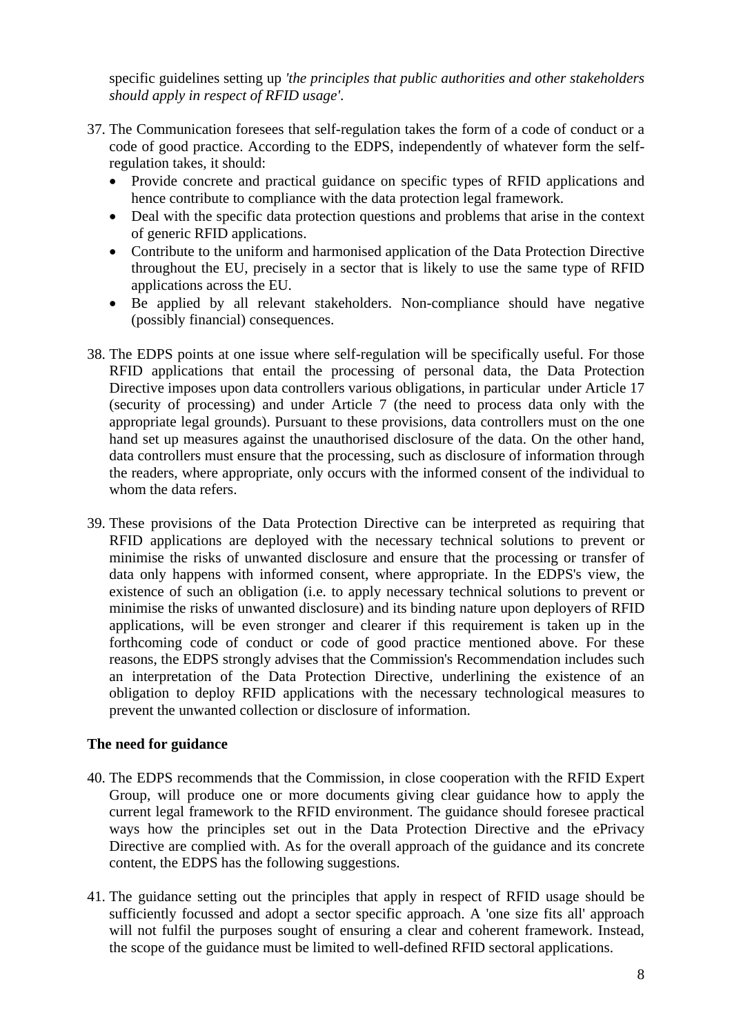specific guidelines setting up *'the principles that public authorities and other stakeholders should apply in respect of RFID usage'*.

37. The Communication foresees that self-regulation takes the form of a code of conduct or a code of good practice. According to the EDPS, independently of whatever form the self-regulation takes, it should:
    - Provide concrete and practical guidance on specific types of RFID applications and hence contribute to compliance with the data protection legal framework.
    - Deal with the specific data protection questions and problems that arise in the context of generic RFID applications.
    - Contribute to the uniform and harmonised application of the Data Protection Directive throughout the EU, precisely in a sector that is likely to use the same type of RFID applications across the EU.
    - Be applied by all relevant stakeholders. Non-compliance should have negative (possibly financial) consequences.

38. The EDPS points at one issue where self-regulation will be specifically useful. For those RFID applications that entail the processing of personal data, the Data Protection Directive imposes upon data controllers various obligations, in particular under Article 17 (security of processing) and under Article 7 (the need to process data only with the appropriate legal grounds). Pursuant to these provisions, data controllers must on the one hand set up measures against the unauthorised disclosure of the data. On the other hand, data controllers must ensure that the processing, such as disclosure of information through the readers, where appropriate, only occurs with the informed consent of the individual to whom the data refers.

39. These provisions of the Data Protection Directive can be interpreted as requiring that RFID applications are deployed with the necessary technical solutions to prevent or minimise the risks of unwanted disclosure and ensure that the processing or transfer of data only happens with informed consent, where appropriate. In the EDPS's view, the existence of such an obligation (i.e. to apply necessary technical solutions to prevent or minimise the risks of unwanted disclosure) and its binding nature upon deployers of RFID applications, will be even stronger and clearer if this requirement is taken up in the forthcoming code of conduct or code of good practice mentioned above. For these reasons, the EDPS strongly advises that the Commission's Recommendation includes such an interpretation of the Data Protection Directive, underlining the existence of an obligation to deploy RFID applications with the necessary technological measures to prevent the unwanted collection or disclosure of information.

**The need for guidance**

40. The EDPS recommends that the Commission, in close cooperation with the RFID Expert Group, will produce one or more documents giving clear guidance how to apply the current legal framework to the RFID environment. The guidance should foresee practical ways how the principles set out in the Data Protection Directive and the ePrivacy Directive are complied with. As for the overall approach of the guidance and its concrete content, the EDPS has the following suggestions.

41. The guidance setting out the principles that apply in respect of RFID usage should be sufficiently focussed and adopt a sector specific approach. A 'one size fits all' approach will not fulfil the purposes sought of ensuring a clear and coherent framework. Instead, the scope of the guidance must be limited to well-defined RFID sectoral applications.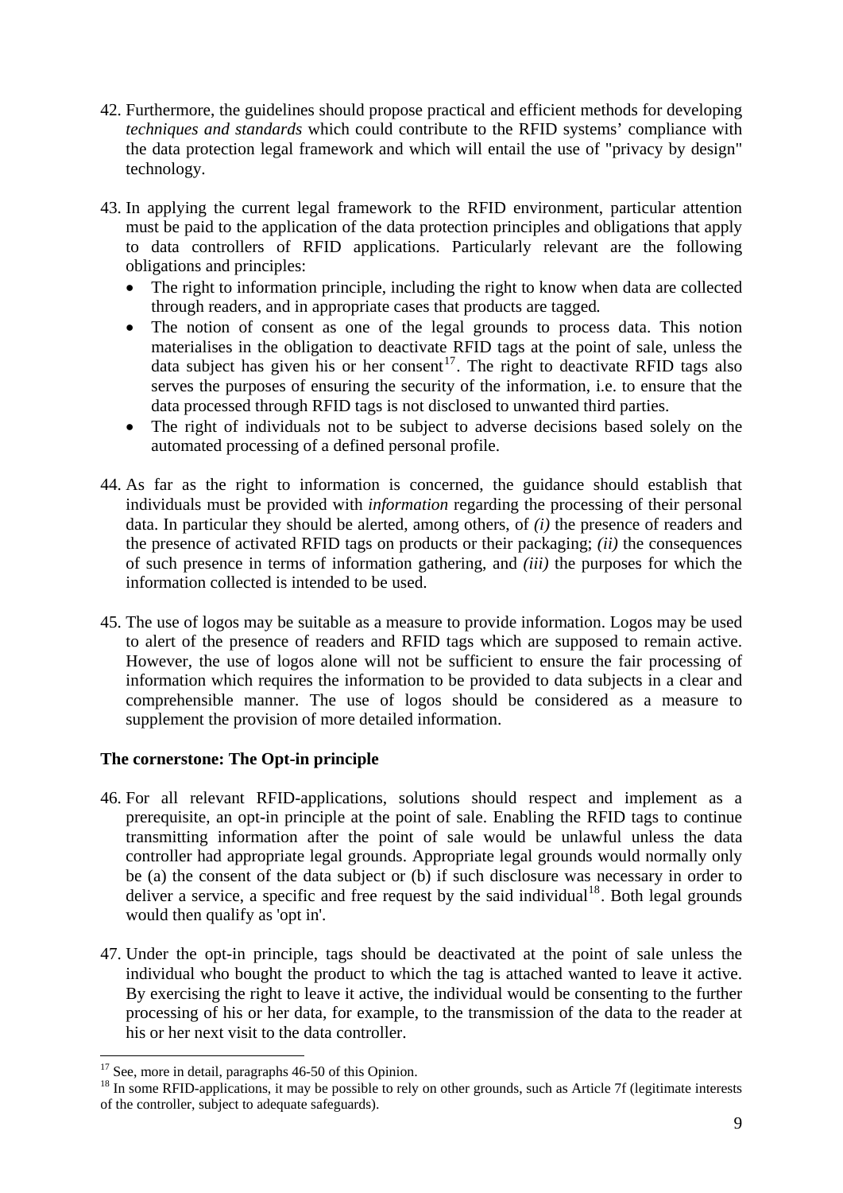42. Furthermore, the guidelines should propose practical and efficient methods for developing *techniques and standards* which could contribute to the RFID systems' compliance with the data protection legal framework and which will entail the use of "privacy by design" technology.

43. In applying the current legal framework to the RFID environment, particular attention must be paid to the application of the data protection principles and obligations that apply to data controllers of RFID applications. Particularly relevant are the following obligations and principles:
    - The right to information principle, including the right to know when data are collected through readers, and in appropriate cases that products are tagged.
    - The notion of consent as one of the legal grounds to process data. This notion materialises in the obligation to deactivate RFID tags at the point of sale, unless the data subject has given his or her consent[17]. The right to deactivate RFID tags also serves the purposes of ensuring the security of the information, i.e. to ensure that the data processed through RFID tags is not disclosed to unwanted third parties.
    - The right of individuals not to be subject to adverse decisions based solely on the automated processing of a defined personal profile.

44. As far as the right to information is concerned, the guidance should establish that individuals must be provided with *information* regarding the processing of their personal data. In particular they should be alerted, among others, of *(i)* the presence of readers and the presence of activated RFID tags on products or their packaging; *(ii)* the consequences of such presence in terms of information gathering, and *(iii)* the purposes for which the information collected is intended to be used.

45. The use of logos may be suitable as a measure to provide information. Logos may be used to alert of the presence of readers and RFID tags which are supposed to remain active. However, the use of logos alone will not be sufficient to ensure the fair processing of information which requires the information to be provided to data subjects in a clear and comprehensible manner. The use of logos should be considered as a measure to supplement the provision of more detailed information.

**The cornerstone: The Opt-in principle**

46. For all relevant RFID-applications, solutions should respect and implement as a prerequisite, an opt-in principle at the point of sale. Enabling the RFID tags to continue transmitting information after the point of sale would be unlawful unless the data controller had appropriate legal grounds. Appropriate legal grounds would normally only be (a) the consent of the data subject or (b) if such disclosure was necessary in order to deliver a service, a specific and free request by the said individual[18]. Both legal grounds would then qualify as 'opt in'.

47. Under the opt-in principle, tags should be deactivated at the point of sale unless the individual who bought the product to which the tag is attached wanted to leave it active. By exercising the right to leave it active, the individual would be consenting to the further processing of his or her data, for example, to the transmission of the data to the reader at his or her next visit to the data controller.

[17] See, more in detail, paragraphs 46-50 of this Opinion.

[18] In some RFID-applications, it may be possible to rely on other grounds, such as Article 7f (legitimate interests of the controller, subject to adequate safeguards).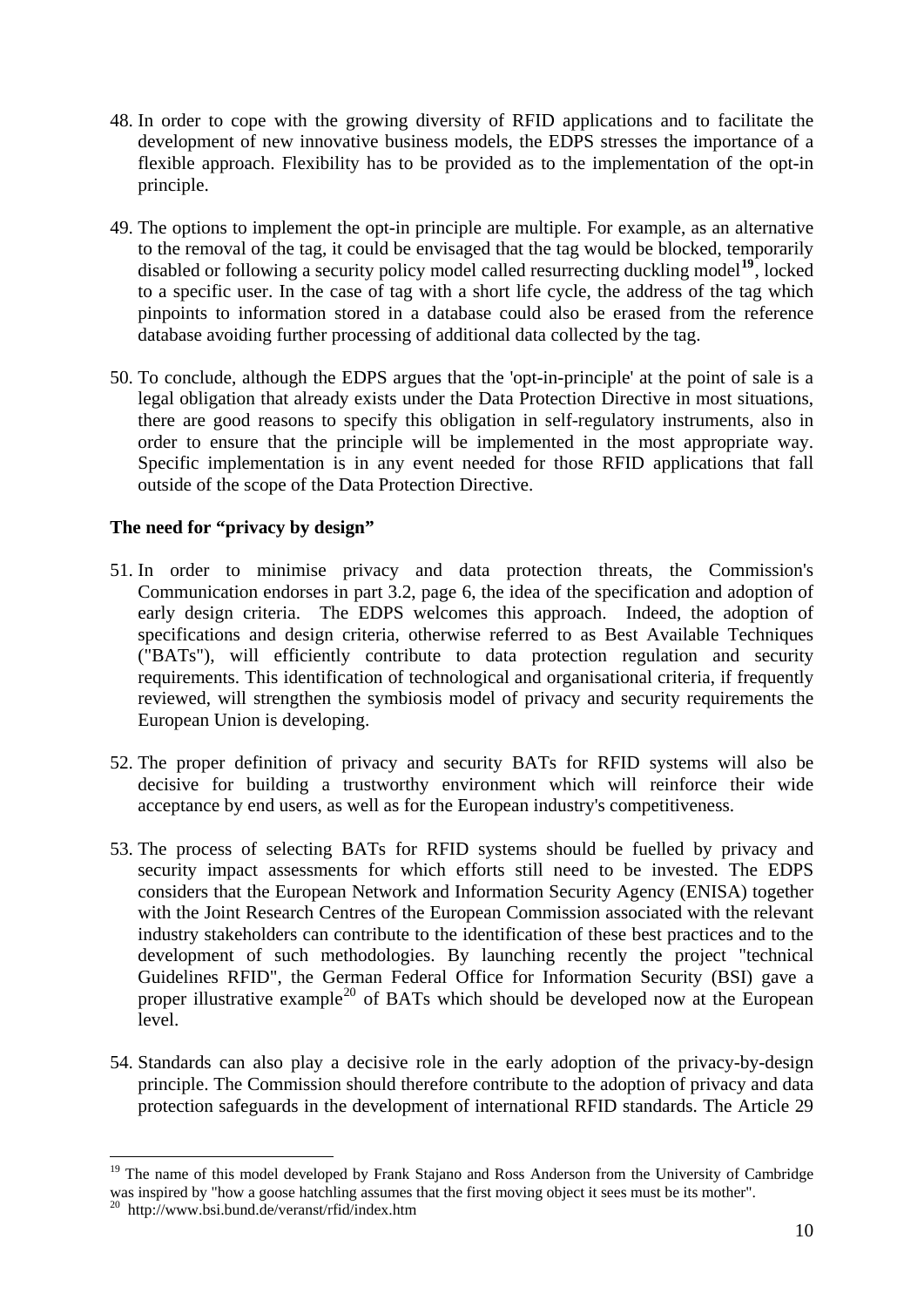48. In order to cope with the growing diversity of RFID applications and to facilitate the development of new innovative business models, the EDPS stresses the importance of a flexible approach. Flexibility has to be provided as to the implementation of the opt-in principle.

49. The options to implement the opt-in principle are multiple. For example, as an alternative to the removal of the tag, it could be envisaged that the tag would be blocked, temporarily disabled or following a security policy model called resurrecting duckling model[19], locked to a specific user. In the case of tag with a short life cycle, the address of the tag which pinpoints to information stored in a database could also be erased from the reference database avoiding further processing of additional data collected by the tag.

50. To conclude, although the EDPS argues that the 'opt-in-principle' at the point of sale is a legal obligation that already exists under the Data Protection Directive in most situations, there are good reasons to specify this obligation in self-regulatory instruments, also in order to ensure that the principle will be implemented in the most appropriate way. Specific implementation is in any event needed for those RFID applications that fall outside of the scope of the Data Protection Directive.

**The need for "privacy by design"**

51. In order to minimise privacy and data protection threats, the Commission's Communication endorses in part 3.2, page 6, the idea of the specification and adoption of early design criteria. The EDPS welcomes this approach. Indeed, the adoption of specifications and design criteria, otherwise referred to as Best Available Techniques ("BATs"), will efficiently contribute to data protection regulation and security requirements. This identification of technological and organisational criteria, if frequently reviewed, will strengthen the symbiosis model of privacy and security requirements the European Union is developing.

52. The proper definition of privacy and security BATs for RFID systems will also be decisive for building a trustworthy environment which will reinforce their wide acceptance by end users, as well as for the European industry's competitiveness.

53. The process of selecting BATs for RFID systems should be fuelled by privacy and security impact assessments for which efforts still need to be invested. The EDPS considers that the European Network and Information Security Agency (ENISA) together with the Joint Research Centres of the European Commission associated with the relevant industry stakeholders can contribute to the identification of these best practices and to the development of such methodologies. By launching recently the project "technical Guidelines RFID", the German Federal Office for Information Security (BSI) gave a proper illustrative example[20] of BATs which should be developed now at the European level.

54. Standards can also play a decisive role in the early adoption of the privacy-by-design principle. The Commission should therefore contribute to the adoption of privacy and data protection safeguards in the development of international RFID standards. The Article 29

---

[19] The name of this model developed by Frank Stajano and Ross Anderson from the University of Cambridge was inspired by "how a goose hatchling assumes that the first moving object it sees must be its mother".

[20] http://www.bsi.bund.de/veranst/rfid/index.htm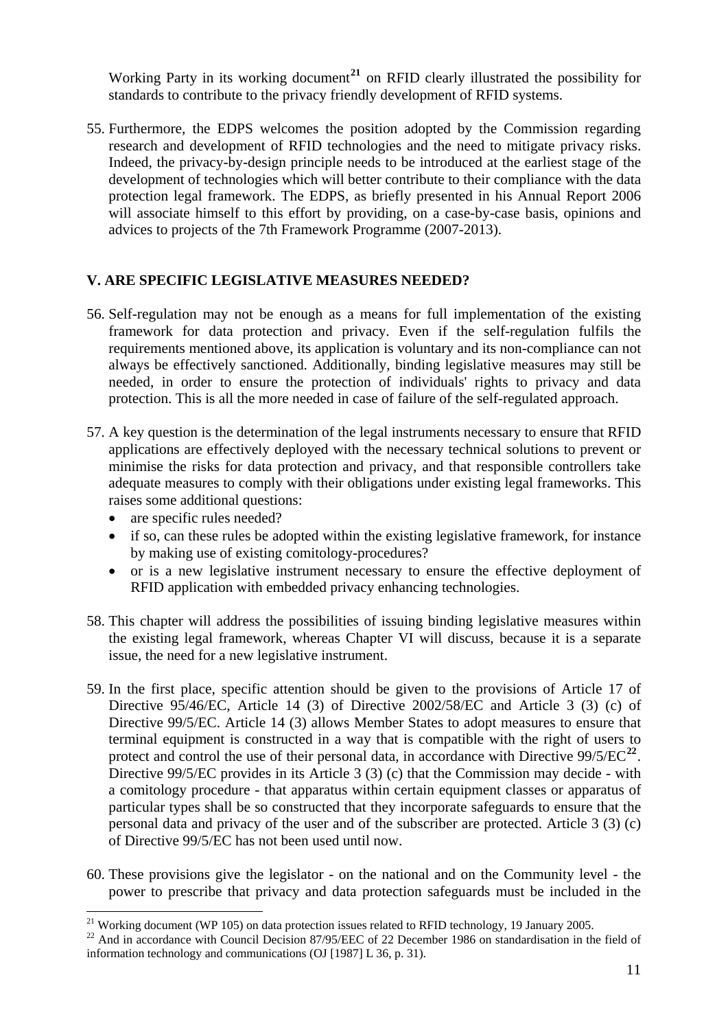Working Party in its working document[21] on RFID clearly illustrated the possibility for standards to contribute to the privacy friendly development of RFID systems.

55. Furthermore, the EDPS welcomes the position adopted by the Commission regarding research and development of RFID technologies and the need to mitigate privacy risks. Indeed, the privacy-by-design principle needs to be introduced at the earliest stage of the development of technologies which will better contribute to their compliance with the data protection legal framework. The EDPS, as briefly presented in his Annual Report 2006 will associate himself to this effort by providing, on a case-by-case basis, opinions and advices to projects of the 7th Framework Programme (2007-2013).

## V. ARE SPECIFIC LEGISLATIVE MEASURES NEEDED?

56. Self-regulation may not be enough as a means for full implementation of the existing framework for data protection and privacy. Even if the self-regulation fulfils the requirements mentioned above, its application is voluntary and its non-compliance can not always be effectively sanctioned. Additionally, binding legislative measures may still be needed, in order to ensure the protection of individuals' rights to privacy and data protection. This is all the more needed in case of failure of the self-regulated approach.

57. A key question is the determination of the legal instruments necessary to ensure that RFID applications are effectively deployed with the necessary technical solutions to prevent or minimise the risks for data protection and privacy, and that responsible controllers take adequate measures to comply with their obligations under existing legal frameworks. This raises some additional questions:
    - are specific rules needed?
    - if so, can these rules be adopted within the existing legislative framework, for instance by making use of existing comitology-procedures?
    - or is a new legislative instrument necessary to ensure the effective deployment of RFID application with embedded privacy enhancing technologies.

58. This chapter will address the possibilities of issuing binding legislative measures within the existing legal framework, whereas Chapter VI will discuss, because it is a separate issue, the need for a new legislative instrument.

59. In the first place, specific attention should be given to the provisions of Article 17 of Directive 95/46/EC, Article 14 (3) of Directive 2002/58/EC and Article 3 (3) (c) of Directive 99/5/EC. Article 14 (3) allows Member States to adopt measures to ensure that terminal equipment is constructed in a way that is compatible with the right of users to protect and control the use of their personal data, in accordance with Directive 99/5/EC[22]. Directive 99/5/EC provides in its Article 3 (3) (c) that the Commission may decide - with a comitology procedure - that apparatus within certain equipment classes or apparatus of particular types shall be so constructed that they incorporate safeguards to ensure that the personal data and privacy of the user and of the subscriber are protected. Article 3 (3) (c) of Directive 99/5/EC has not been used until now.

60. These provisions give the legislator - on the national and on the Community level - the power to prescribe that privacy and data protection safeguards must be included in the

[21] Working document (WP 105) on data protection issues related to RFID technology, 19 January 2005.

[22] And in accordance with Council Decision 87/95/EEC of 22 December 1986 on standardisation in the field of information technology and communications (OJ [1987] L 36, p. 31).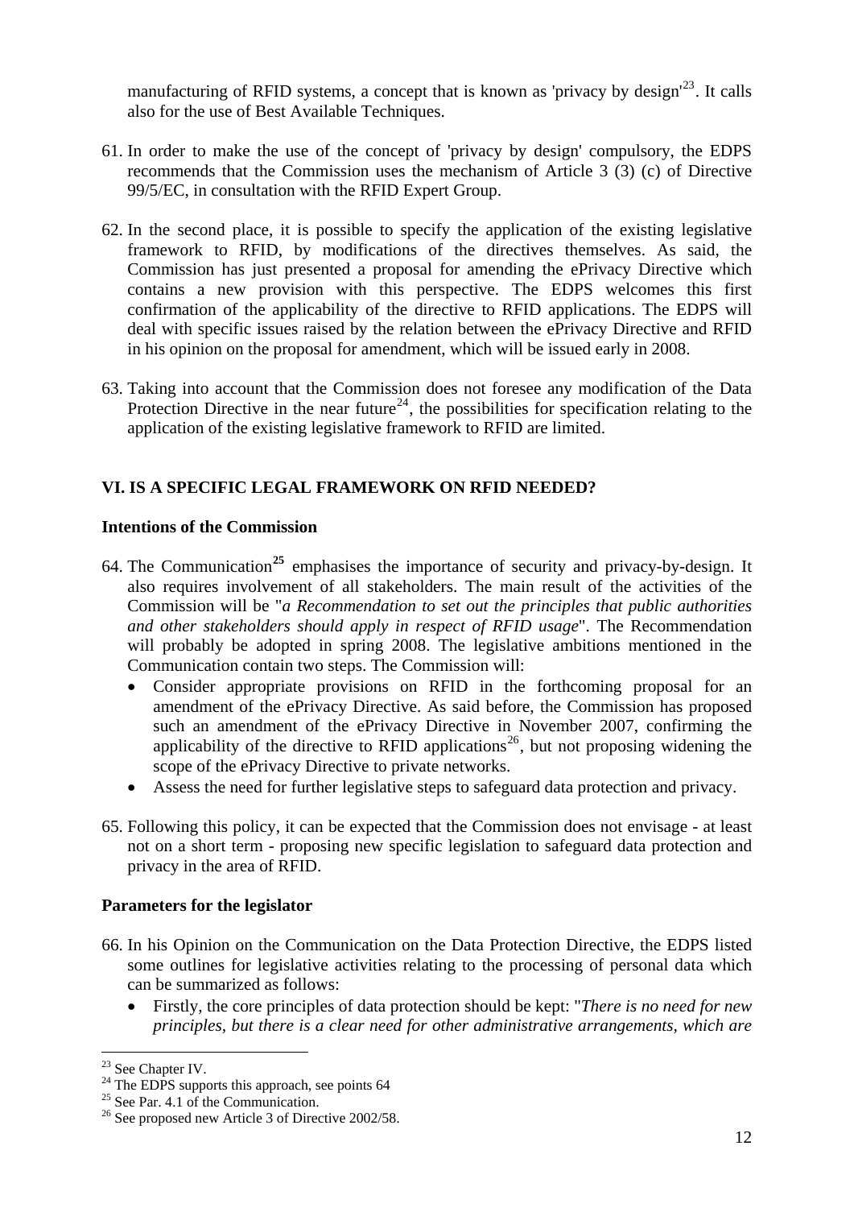manufacturing of RFID systems, a concept that is known as 'privacy by design'[23]. It calls also for the use of Best Available Techniques.

61. In order to make the use of the concept of 'privacy by design' compulsory, the EDPS recommends that the Commission uses the mechanism of Article 3 (3) (c) of Directive 99/5/EC, in consultation with the RFID Expert Group.

62. In the second place, it is possible to specify the application of the existing legislative framework to RFID, by modifications of the directives themselves. As said, the Commission has just presented a proposal for amending the ePrivacy Directive which contains a new provision with this perspective. The EDPS welcomes this first confirmation of the applicability of the directive to RFID applications. The EDPS will deal with specific issues raised by the relation between the ePrivacy Directive and RFID in his opinion on the proposal for amendment, which will be issued early in 2008.

63. Taking into account that the Commission does not foresee any modification of the Data Protection Directive in the near future[24], the possibilities for specification relating to the application of the existing legislative framework to RFID are limited.

## VI. IS A SPECIFIC LEGAL FRAMEWORK ON RFID NEEDED?

### Intentions of the Commission

64. The Communication[25] emphasises the importance of security and privacy-by-design. It also requires involvement of all stakeholders. The main result of the activities of the Commission will be "*a Recommendation to set out the principles that public authorities and other stakeholders should apply in respect of RFID usage*". The Recommendation will probably be adopted in spring 2008. The legislative ambitions mentioned in the Communication contain two steps. The Commission will:
    - Consider appropriate provisions on RFID in the forthcoming proposal for an amendment of the ePrivacy Directive. As said before, the Commission has proposed such an amendment of the ePrivacy Directive in November 2007, confirming the applicability of the directive to RFID applications[26], but not proposing widening the scope of the ePrivacy Directive to private networks.
    - Assess the need for further legislative steps to safeguard data protection and privacy.

65. Following this policy, it can be expected that the Commission does not envisage - at least not on a short term - proposing new specific legislation to safeguard data protection and privacy in the area of RFID.

### Parameters for the legislator

66. In his Opinion on the Communication on the Data Protection Directive, the EDPS listed some outlines for legislative activities relating to the processing of personal data which can be summarized as follows:
    - Firstly, the core principles of data protection should be kept: "*There is no need for new principles, but there is a clear need for other administrative arrangements, which are*

---

[23] See Chapter IV.

[24] The EDPS supports this approach, see points 64

[25] See Par. 4.1 of the Communication.

[26] See proposed new Article 3 of Directive 2002/58.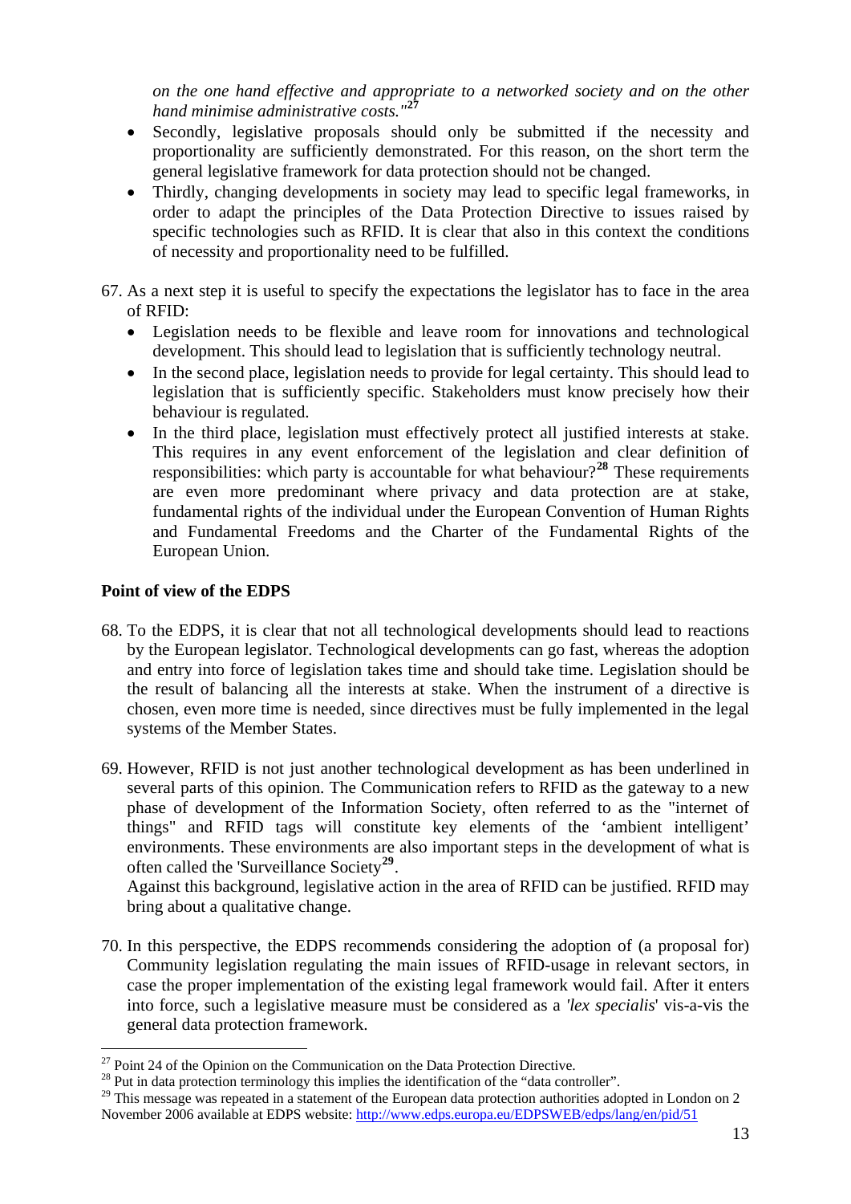*on the one hand effective and appropriate to a networked society and on the other hand minimise administrative costs."*[27]

- Secondly, legislative proposals should only be submitted if the necessity and proportionality are sufficiently demonstrated. For this reason, on the short term the general legislative framework for data protection should not be changed.
- Thirdly, changing developments in society may lead to specific legal frameworks, in order to adapt the principles of the Data Protection Directive to issues raised by specific technologies such as RFID. It is clear that also in this context the conditions of necessity and proportionality need to be fulfilled.

67. As a next step it is useful to specify the expectations the legislator has to face in the area of RFID:
    - Legislation needs to be flexible and leave room for innovations and technological development. This should lead to legislation that is sufficiently technology neutral.
    - In the second place, legislation needs to provide for legal certainty. This should lead to legislation that is sufficiently specific. Stakeholders must know precisely how their behaviour is regulated.
    - In the third place, legislation must effectively protect all justified interests at stake. This requires in any event enforcement of the legislation and clear definition of responsibilities: which party is accountable for what behaviour?[28] These requirements are even more predominant where privacy and data protection are at stake, fundamental rights of the individual under the European Convention of Human Rights and Fundamental Freedoms and the Charter of the Fundamental Rights of the European Union.

**Point of view of the EDPS**

68. To the EDPS, it is clear that not all technological developments should lead to reactions by the European legislator. Technological developments can go fast, whereas the adoption and entry into force of legislation takes time and should take time. Legislation should be the result of balancing all the interests at stake. When the instrument of a directive is chosen, even more time is needed, since directives must be fully implemented in the legal systems of the Member States.

69. However, RFID is not just another technological development as has been underlined in several parts of this opinion. The Communication refers to RFID as the gateway to a new phase of development of the Information Society, often referred to as the "internet of things" and RFID tags will constitute key elements of the 'ambient intelligent' environments. These environments are also important steps in the development of what is often called the 'Surveillance Society[29].
    Against this background, legislative action in the area of RFID can be justified. RFID may bring about a qualitative change.

70. In this perspective, the EDPS recommends considering the adoption of (a proposal for) Community legislation regulating the main issues of RFID-usage in relevant sectors, in case the proper implementation of the existing legal framework would fail. After it enters into force, such a legislative measure must be considered as a *'lex specialis*' vis-a-vis the general data protection framework.

---

[27] Point 24 of the Opinion on the Communication on the Data Protection Directive.

[28] Put in data protection terminology this implies the identification of the "data controller".

[29] This message was repeated in a statement of the European data protection authorities adopted in London on 2 November 2006 available at EDPS website: http://www.edps.europa.eu/EDPSWEB/edps/lang/en/pid/51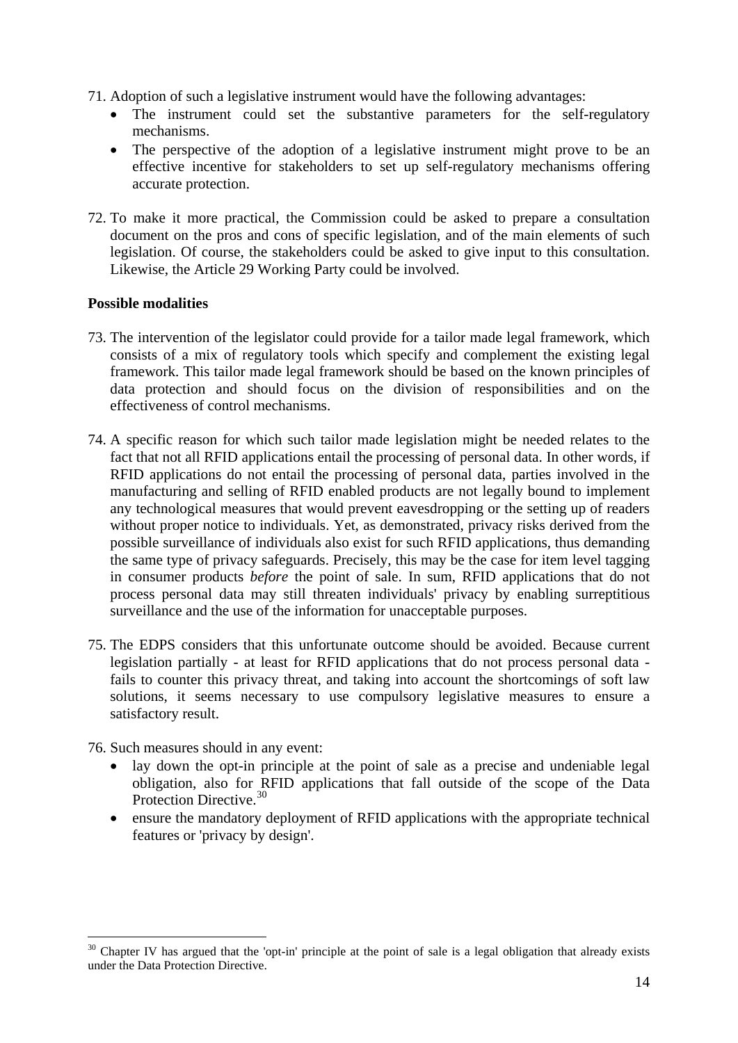71. Adoption of such a legislative instrument would have the following advantages:
    - The instrument could set the substantive parameters for the self-regulatory mechanisms.
    - The perspective of the adoption of a legislative instrument might prove to be an effective incentive for stakeholders to set up self-regulatory mechanisms offering accurate protection.

72. To make it more practical, the Commission could be asked to prepare a consultation document on the pros and cons of specific legislation, and of the main elements of such legislation. Of course, the stakeholders could be asked to give input to this consultation. Likewise, the Article 29 Working Party could be involved.

**Possible modalities**

73. The intervention of the legislator could provide for a tailor made legal framework, which consists of a mix of regulatory tools which specify and complement the existing legal framework. This tailor made legal framework should be based on the known principles of data protection and should focus on the division of responsibilities and on the effectiveness of control mechanisms.

74. A specific reason for which such tailor made legislation might be needed relates to the fact that not all RFID applications entail the processing of personal data. In other words, if RFID applications do not entail the processing of personal data, parties involved in the manufacturing and selling of RFID enabled products are not legally bound to implement any technological measures that would prevent eavesdropping or the setting up of readers without proper notice to individuals. Yet, as demonstrated, privacy risks derived from the possible surveillance of individuals also exist for such RFID applications, thus demanding the same type of privacy safeguards. Precisely, this may be the case for item level tagging in consumer products *before* the point of sale. In sum, RFID applications that do not process personal data may still threaten individuals' privacy by enabling surreptitious surveillance and the use of the information for unacceptable purposes.

75. The EDPS considers that this unfortunate outcome should be avoided. Because current legislation partially - at least for RFID applications that do not process personal data - fails to counter this privacy threat, and taking into account the shortcomings of soft law solutions, it seems necessary to use compulsory legislative measures to ensure a satisfactory result.

76. Such measures should in any event:
    - lay down the opt-in principle at the point of sale as a precise and undeniable legal obligation, also for RFID applications that fall outside of the scope of the Data Protection Directive.[30]
    - ensure the mandatory deployment of RFID applications with the appropriate technical features or 'privacy by design'.

---

[30] Chapter IV has argued that the 'opt-in' principle at the point of sale is a legal obligation that already exists under the Data Protection Directive.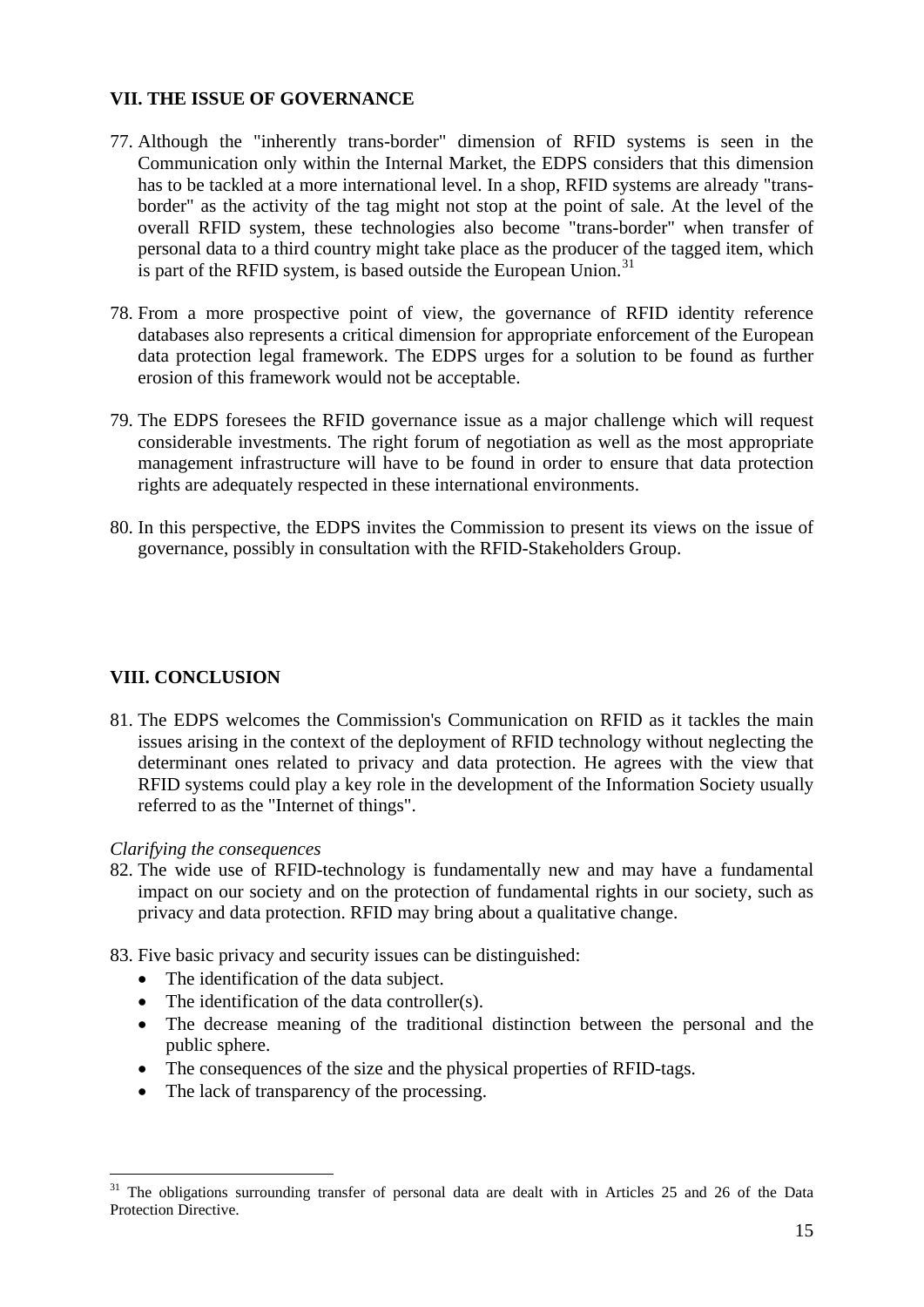## VII. THE ISSUE OF GOVERNANCE

77. Although the "inherently trans-border" dimension of RFID systems is seen in the Communication only within the Internal Market, the EDPS considers that this dimension has to be tackled at a more international level. In a shop, RFID systems are already "trans-border" as the activity of the tag might not stop at the point of sale. At the level of the overall RFID system, these technologies also become "trans-border" when transfer of personal data to a third country might take place as the producer of the tagged item, which is part of the RFID system, is based outside the European Union.[31]

78. From a more prospective point of view, the governance of RFID identity reference databases also represents a critical dimension for appropriate enforcement of the European data protection legal framework. The EDPS urges for a solution to be found as further erosion of this framework would not be acceptable.

79. The EDPS foresees the RFID governance issue as a major challenge which will request considerable investments. The right forum of negotiation as well as the most appropriate management infrastructure will have to be found in order to ensure that data protection rights are adequately respected in these international environments.

80. In this perspective, the EDPS invites the Commission to present its views on the issue of governance, possibly in consultation with the RFID-Stakeholders Group.

## VIII. CONCLUSION

81. The EDPS welcomes the Commission's Communication on RFID as it tackles the main issues arising in the context of the deployment of RFID technology without neglecting the determinant ones related to privacy and data protection. He agrees with the view that RFID systems could play a key role in the development of the Information Society usually referred to as the "Internet of things".

*Clarifying the consequences*

82. The wide use of RFID-technology is fundamentally new and may have a fundamental impact on our society and on the protection of fundamental rights in our society, such as privacy and data protection. RFID may bring about a qualitative change.

83. Five basic privacy and security issues can be distinguished:
    - The identification of the data subject.
    - The identification of the data controller(s).
    - The decrease meaning of the traditional distinction between the personal and the public sphere.
    - The consequences of the size and the physical properties of RFID-tags.
    - The lack of transparency of the processing.

[31] The obligations surrounding transfer of personal data are dealt with in Articles 25 and 26 of the Data Protection Directive.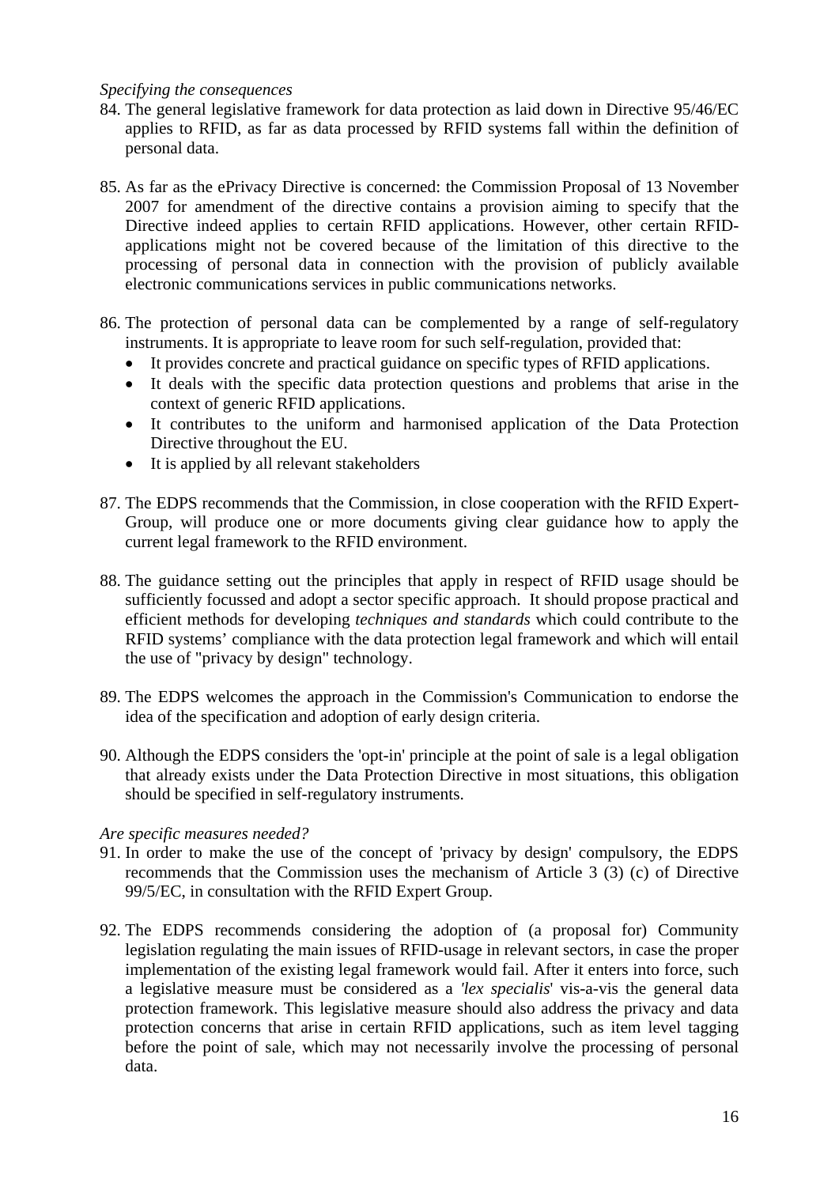*Specifying the consequences*

84. The general legislative framework for data protection as laid down in Directive 95/46/EC applies to RFID, as far as data processed by RFID systems fall within the definition of personal data.

85. As far as the ePrivacy Directive is concerned: the Commission Proposal of 13 November 2007 for amendment of the directive contains a provision aiming to specify that the Directive indeed applies to certain RFID applications. However, other certain RFID-applications might not be covered because of the limitation of this directive to the processing of personal data in connection with the provision of publicly available electronic communications services in public communications networks.

86. The protection of personal data can be complemented by a range of self-regulatory instruments. It is appropriate to leave room for such self-regulation, provided that:
    - It provides concrete and practical guidance on specific types of RFID applications.
    - It deals with the specific data protection questions and problems that arise in the context of generic RFID applications.
    - It contributes to the uniform and harmonised application of the Data Protection Directive throughout the EU.
    - It is applied by all relevant stakeholders

87. The EDPS recommends that the Commission, in close cooperation with the RFID Expert-Group, will produce one or more documents giving clear guidance how to apply the current legal framework to the RFID environment.

88. The guidance setting out the principles that apply in respect of RFID usage should be sufficiently focussed and adopt a sector specific approach. It should propose practical and efficient methods for developing *techniques and standards* which could contribute to the RFID systems' compliance with the data protection legal framework and which will entail the use of "privacy by design" technology.

89. The EDPS welcomes the approach in the Commission's Communication to endorse the idea of the specification and adoption of early design criteria.

90. Although the EDPS considers the 'opt-in' principle at the point of sale is a legal obligation that already exists under the Data Protection Directive in most situations, this obligation should be specified in self-regulatory instruments.

*Are specific measures needed?*

91. In order to make the use of the concept of 'privacy by design' compulsory, the EDPS recommends that the Commission uses the mechanism of Article 3 (3) (c) of Directive 99/5/EC, in consultation with the RFID Expert Group.

92. The EDPS recommends considering the adoption of (a proposal for) Community legislation regulating the main issues of RFID-usage in relevant sectors, in case the proper implementation of the existing legal framework would fail. After it enters into force, such a legislative measure must be considered as a *'lex specialis'* vis-a-vis the general data protection framework. This legislative measure should also address the privacy and data protection concerns that arise in certain RFID applications, such as item level tagging before the point of sale, which may not necessarily involve the processing of personal data.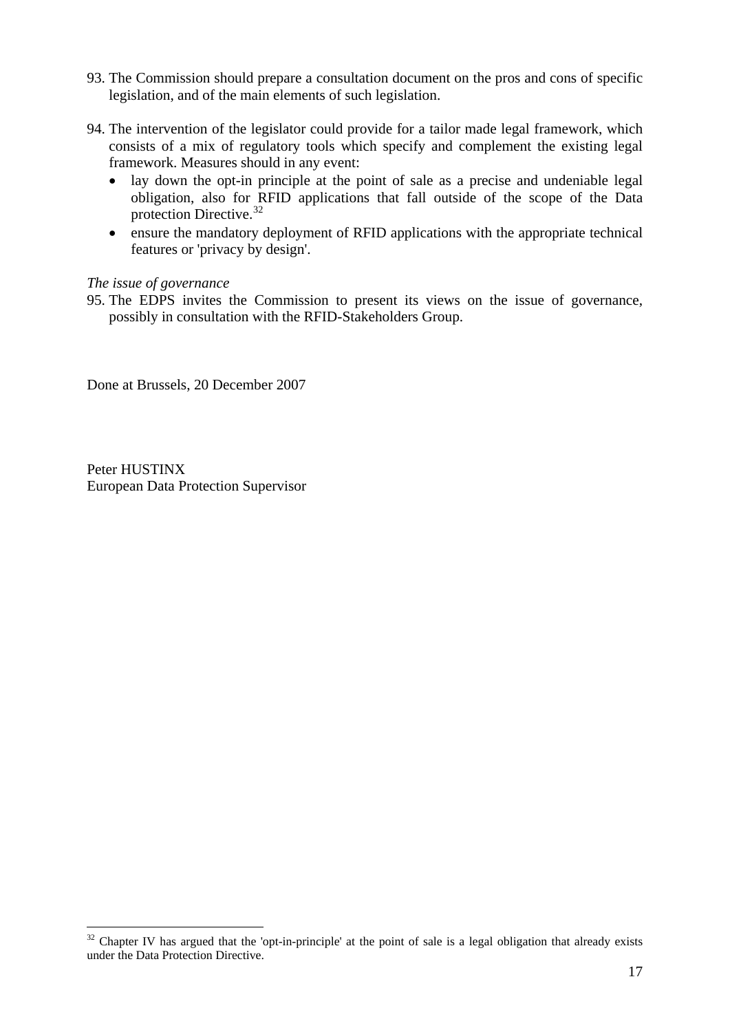93. The Commission should prepare a consultation document on the pros and cons of specific legislation, and of the main elements of such legislation.

94. The intervention of the legislator could provide for a tailor made legal framework, which consists of a mix of regulatory tools which specify and complement the existing legal framework. Measures should in any event:
    - lay down the opt-in principle at the point of sale as a precise and undeniable legal obligation, also for RFID applications that fall outside of the scope of the Data protection Directive.[32]
    - ensure the mandatory deployment of RFID applications with the appropriate technical features or 'privacy by design'.

*The issue of governance*

95. The EDPS invites the Commission to present its views on the issue of governance, possibly in consultation with the RFID-Stakeholders Group.

Done at Brussels, 20 December 2007

Peter HUSTINX
European Data Protection Supervisor

---

[32] Chapter IV has argued that the 'opt-in-principle' at the point of sale is a legal obligation that already exists under the Data Protection Directive.